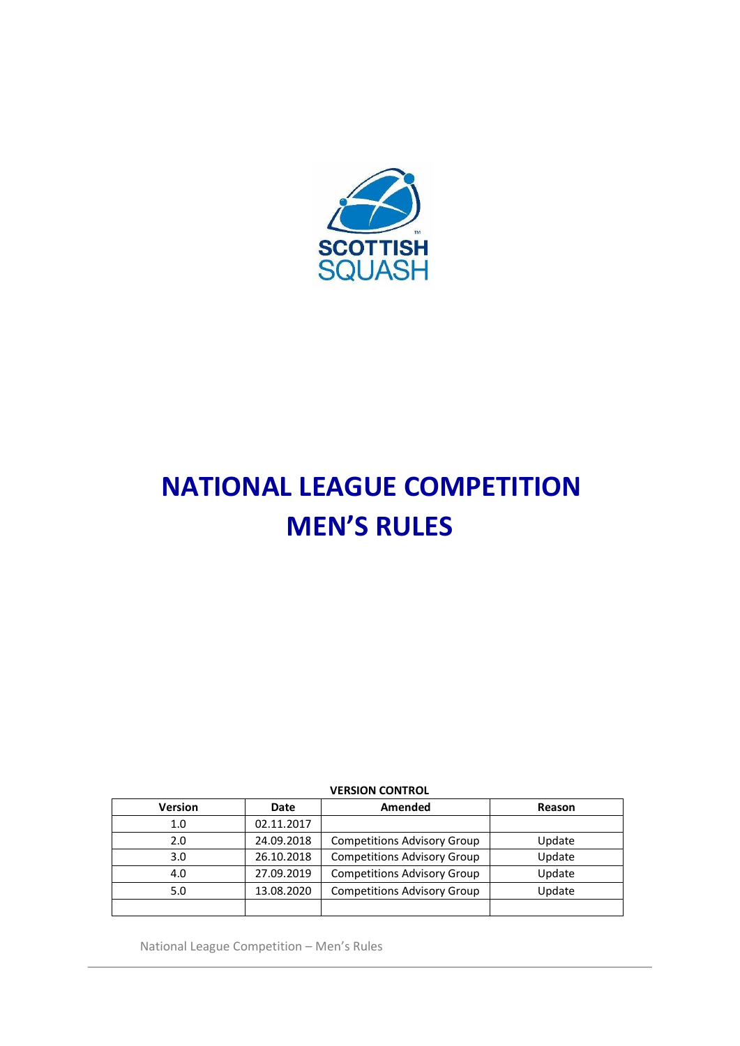SCOTTISH SQUASH

# NATIONAL LEAGUE COMPETITION MEN'S RULES

**VERSION CONTROL**

| Version | Date | Amended | Reason |
|---|---|---|---|
| 1.0 | 02.11.2017 | | |
| 2.0 | 24.09.2018 | Competitions Advisory Group | Update |
| 3.0 | 26.10.2018 | Competitions Advisory Group | Update |
| 4.0 | 27.09.2019 | Competitions Advisory Group | Update |
| 5.0 | 13.08.2020 | Competitions Advisory Group | Update |
| | | | |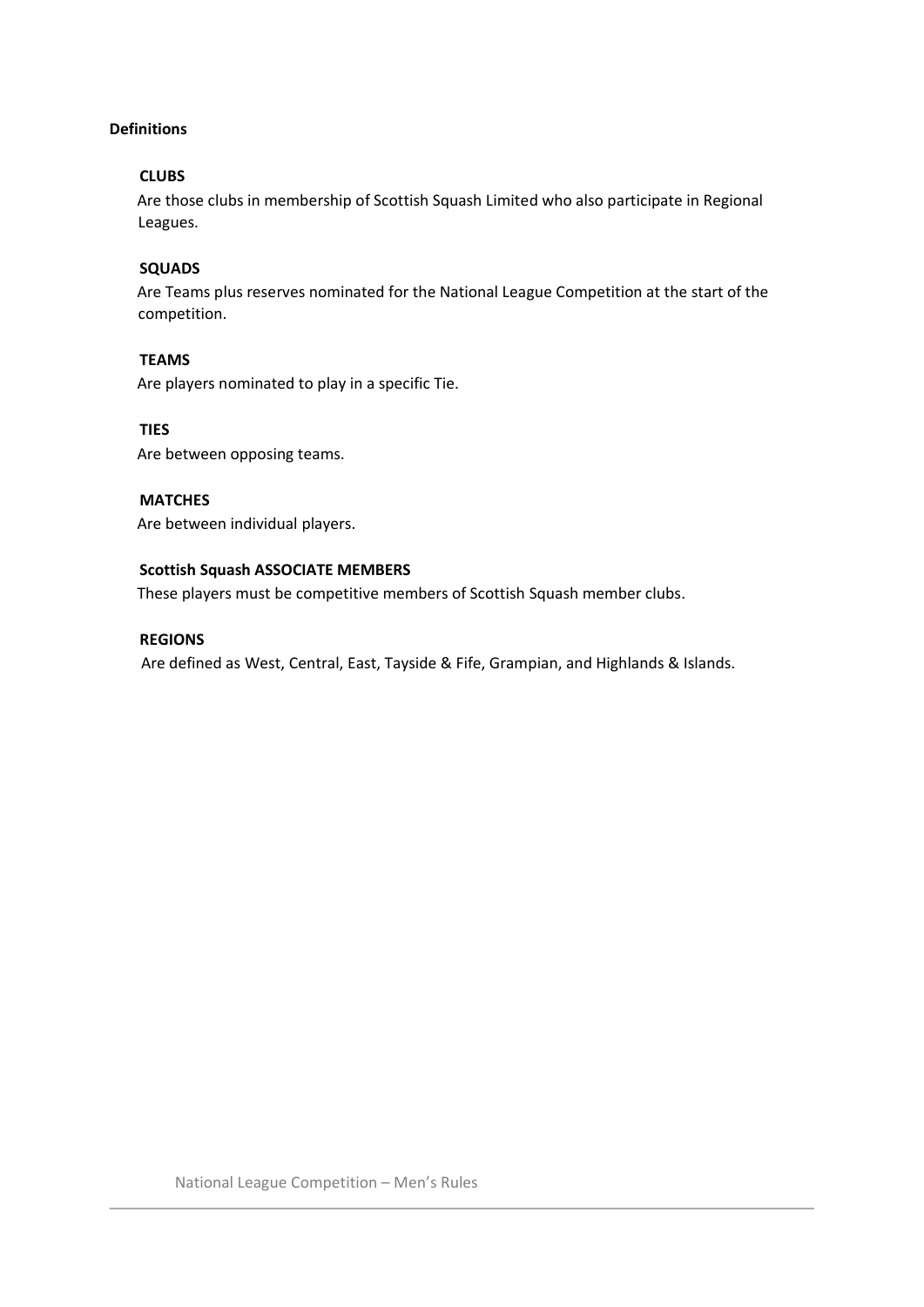## Definitions

### CLUBS

Are those clubs in membership of Scottish Squash Limited who also participate in Regional Leagues.

### SQUADS

Are Teams plus reserves nominated for the National League Competition at the start of the competition.

### TEAMS

Are players nominated to play in a specific Tie.

### TIES

Are between opposing teams.

### MATCHES

Are between individual players.

### Scottish Squash ASSOCIATE MEMBERS

These players must be competitive members of Scottish Squash member clubs.

### REGIONS

Are defined as West, Central, East, Tayside & Fife, Grampian, and Highlands & Islands.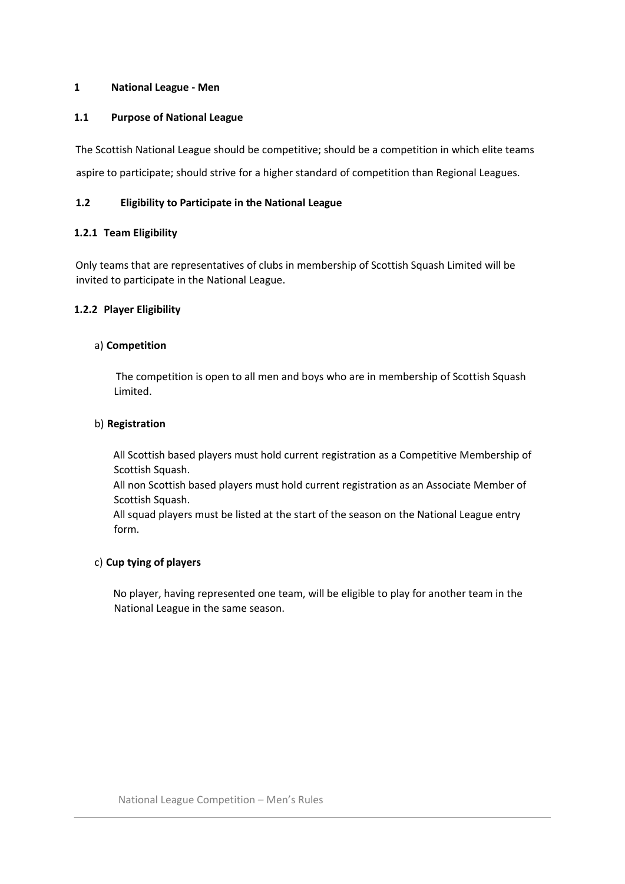# 1 National League - Men

## 1.1 Purpose of National League

The Scottish National League should be competitive; should be a competition in which elite teams aspire to participate; should strive for a higher standard of competition than Regional Leagues.

## 1.2 Eligibility to Participate in the National League

### 1.2.1 Team Eligibility

Only teams that are representatives of clubs in membership of Scottish Squash Limited will be invited to participate in the National League.

### 1.2.2 Player Eligibility

a) **Competition**

The competition is open to all men and boys who are in membership of Scottish Squash Limited.

b) **Registration**

All Scottish based players must hold current registration as a Competitive Membership of Scottish Squash.
All non Scottish based players must hold current registration as an Associate Member of Scottish Squash.
All squad players must be listed at the start of the season on the National League entry form.

c) **Cup tying of players**

No player, having represented one team, will be eligible to play for another team in the National League in the same season.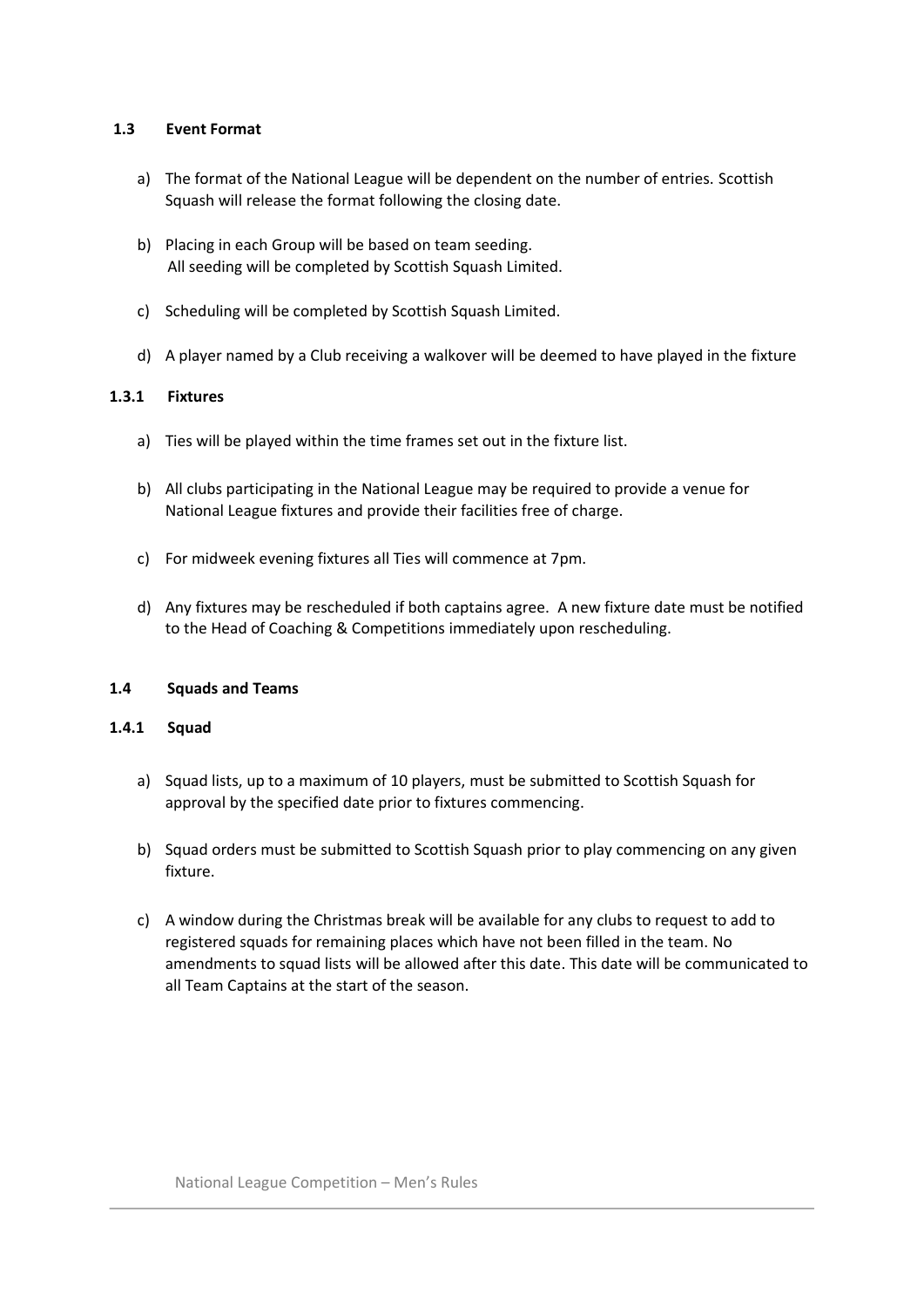### 1.3 Event Format

a) The format of the National League will be dependent on the number of entries. Scottish Squash will release the format following the closing date.

b) Placing in each Group will be based on team seeding.
All seeding will be completed by Scottish Squash Limited.

c) Scheduling will be completed by Scottish Squash Limited.

d) A player named by a Club receiving a walkover will be deemed to have played in the fixture

#### 1.3.1 Fixtures

a) Ties will be played within the time frames set out in the fixture list.

b) All clubs participating in the National League may be required to provide a venue for National League fixtures and provide their facilities free of charge.

c) For midweek evening fixtures all Ties will commence at 7pm.

d) Any fixtures may be rescheduled if both captains agree. A new fixture date must be notified to the Head of Coaching & Competitions immediately upon rescheduling.

### 1.4 Squads and Teams

#### 1.4.1 Squad

a) Squad lists, up to a maximum of 10 players, must be submitted to Scottish Squash for approval by the specified date prior to fixtures commencing.

b) Squad orders must be submitted to Scottish Squash prior to play commencing on any given fixture.

c) A window during the Christmas break will be available for any clubs to request to add to registered squads for remaining places which have not been filled in the team. No amendments to squad lists will be allowed after this date. This date will be communicated to all Team Captains at the start of the season.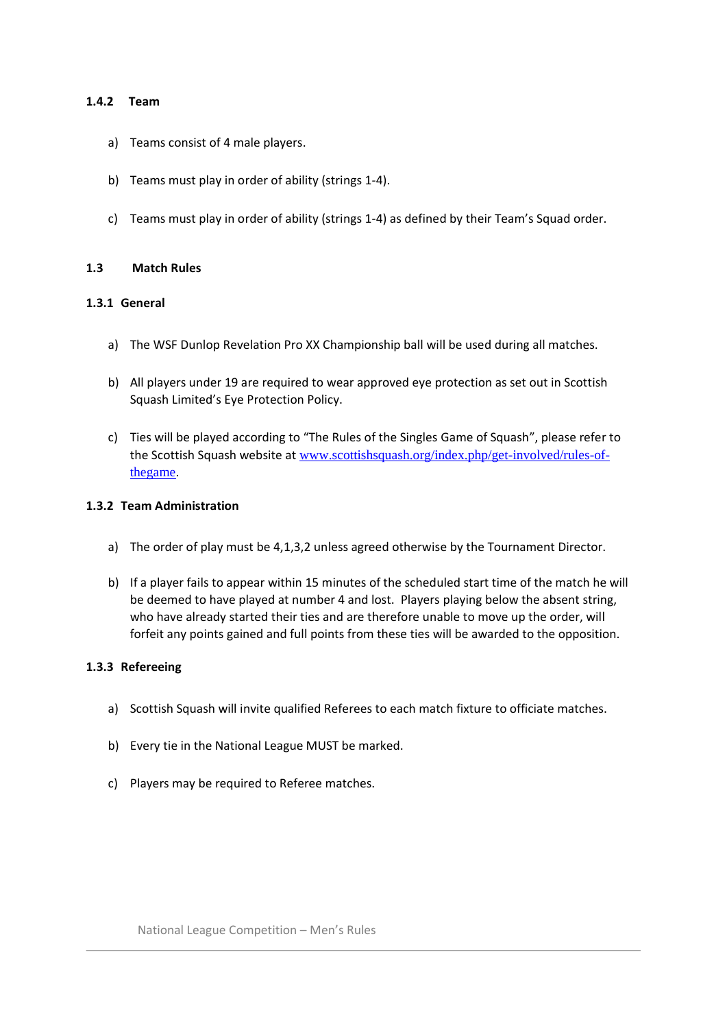#### 1.4.2 Team

a) Teams consist of 4 male players.

b) Teams must play in order of ability (strings 1-4).

c) Teams must play in order of ability (strings 1-4) as defined by their Team's Squad order.

### 1.3 Match Rules

#### 1.3.1 General

a) The WSF Dunlop Revelation Pro XX Championship ball will be used during all matches.

b) All players under 19 are required to wear approved eye protection as set out in Scottish Squash Limited's Eye Protection Policy.

c) Ties will be played according to "The Rules of the Singles Game of Squash", please refer to the Scottish Squash website at [www.scottishsquash.org/index.php/get-involved/rules-of-thegame](www.scottishsquash.org/index.php/get-involved/rules-of-thegame).

#### 1.3.2 Team Administration

a) The order of play must be 4,1,3,2 unless agreed otherwise by the Tournament Director.

b) If a player fails to appear within 15 minutes of the scheduled start time of the match he will be deemed to have played at number 4 and lost. Players playing below the absent string, who have already started their ties and are therefore unable to move up the order, will forfeit any points gained and full points from these ties will be awarded to the opposition.

#### 1.3.3 Refereeing

a) Scottish Squash will invite qualified Referees to each match fixture to officiate matches.

b) Every tie in the National League MUST be marked.

c) Players may be required to Referee matches.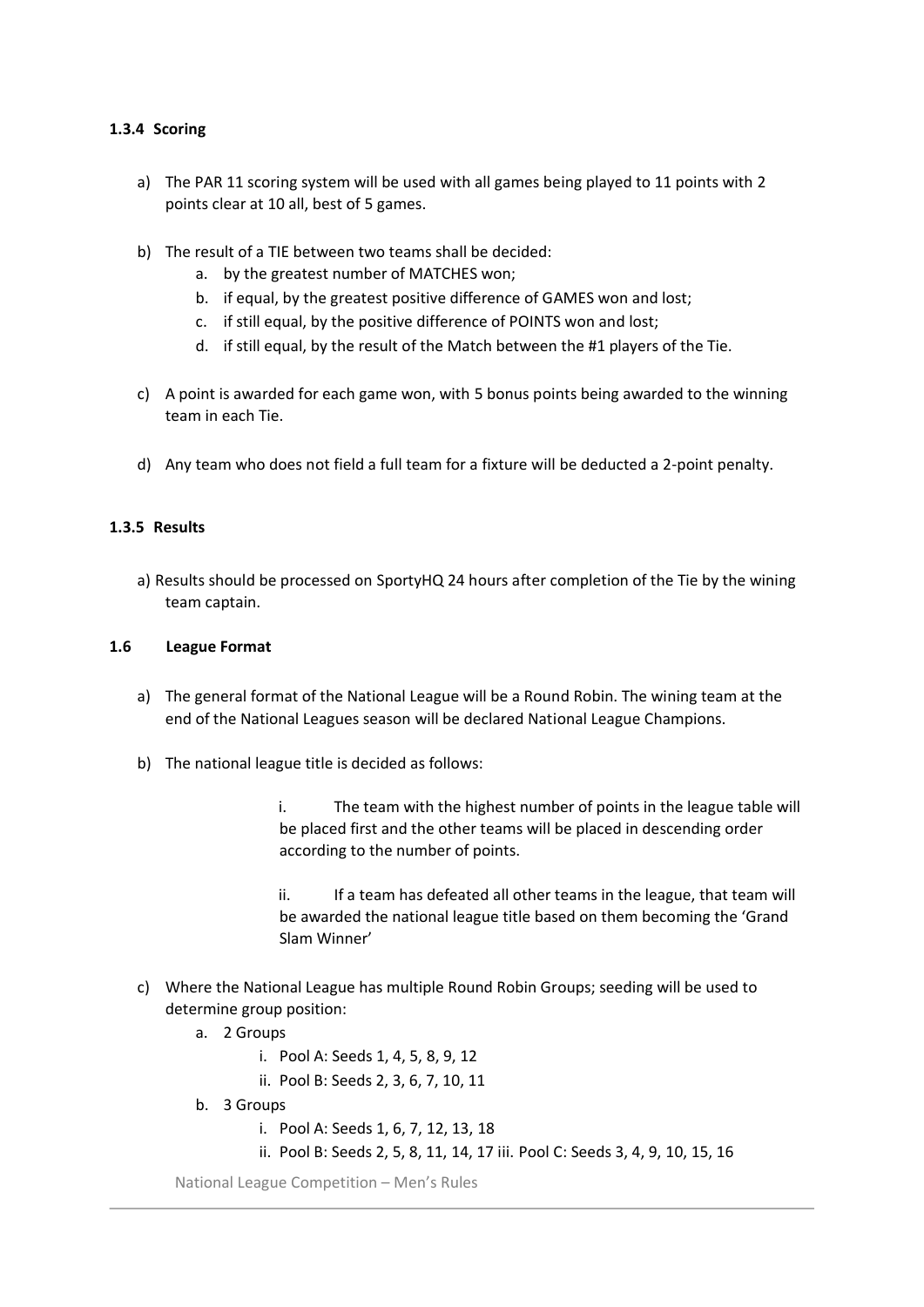#### 1.3.4 Scoring

a) The PAR 11 scoring system will be used with all games being played to 11 points with 2 points clear at 10 all, best of 5 games.

b) The result of a TIE between two teams shall be decided:
   a. by the greatest number of MATCHES won;
   b. if equal, by the greatest positive difference of GAMES won and lost;
   c. if still equal, by the positive difference of POINTS won and lost;
   d. if still equal, by the result of the Match between the #1 players of the Tie.

c) A point is awarded for each game won, with 5 bonus points being awarded to the winning team in each Tie.

d) Any team who does not field a full team for a fixture will be deducted a 2-point penalty.

#### 1.3.5 Results

a) Results should be processed on SportyHQ 24 hours after completion of the Tie by the wining team captain.

### 1.6 League Format

a) The general format of the National League will be a Round Robin. The wining team at the end of the National Leagues season will be declared National League Champions.

b) The national league title is decided as follows:

   i. The team with the highest number of points in the league table will be placed first and the other teams will be placed in descending order according to the number of points.

   ii. If a team has defeated all other teams in the league, that team will be awarded the national league title based on them becoming the 'Grand Slam Winner'

c) Where the National League has multiple Round Robin Groups; seeding will be used to determine group position:
   a. 2 Groups
      i. Pool A: Seeds 1, 4, 5, 8, 9, 12
      ii. Pool B: Seeds 2, 3, 6, 7, 10, 11
   b. 3 Groups
      i. Pool A: Seeds 1, 6, 7, 12, 13, 18
      ii. Pool B: Seeds 2, 5, 8, 11, 14, 17 iii. Pool C: Seeds 3, 4, 9, 10, 15, 16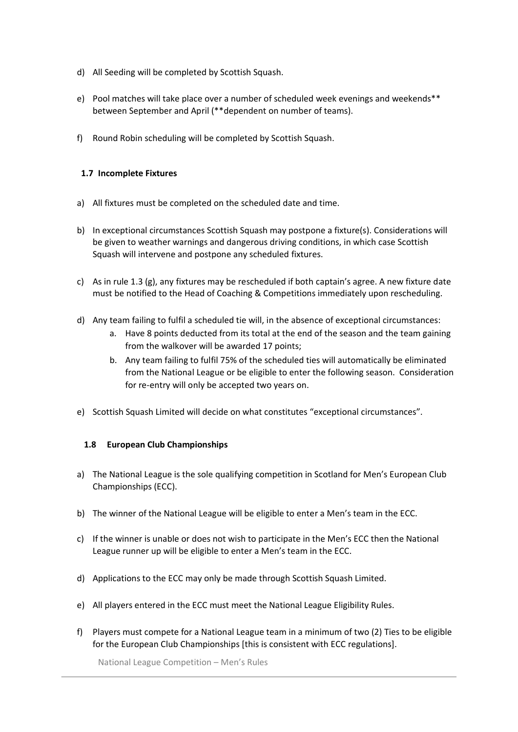d) All Seeding will be completed by Scottish Squash.

e) Pool matches will take place over a number of scheduled week evenings and weekends** between September and April (**dependent on number of teams).

f) Round Robin scheduling will be completed by Scottish Squash.

### 1.7 Incomplete Fixtures

a) All fixtures must be completed on the scheduled date and time.

b) In exceptional circumstances Scottish Squash may postpone a fixture(s). Considerations will be given to weather warnings and dangerous driving conditions, in which case Scottish Squash will intervene and postpone any scheduled fixtures.

c) As in rule 1.3 (g), any fixtures may be rescheduled if both captain's agree. A new fixture date must be notified to the Head of Coaching & Competitions immediately upon rescheduling.

d) Any team failing to fulfil a scheduled tie will, in the absence of exceptional circumstances:
   a. Have 8 points deducted from its total at the end of the season and the team gaining from the walkover will be awarded 17 points;
   b. Any team failing to fulfil 75% of the scheduled ties will automatically be eliminated from the National League or be eligible to enter the following season. Consideration for re-entry will only be accepted two years on.

e) Scottish Squash Limited will decide on what constitutes "exceptional circumstances".

### 1.8 European Club Championships

a) The National League is the sole qualifying competition in Scotland for Men's European Club Championships (ECC).

b) The winner of the National League will be eligible to enter a Men's team in the ECC.

c) If the winner is unable or does not wish to participate in the Men's ECC then the National League runner up will be eligible to enter a Men's team in the ECC.

d) Applications to the ECC may only be made through Scottish Squash Limited.

e) All players entered in the ECC must meet the National League Eligibility Rules.

f) Players must compete for a National League team in a minimum of two (2) Ties to be eligible for the European Club Championships [this is consistent with ECC regulations].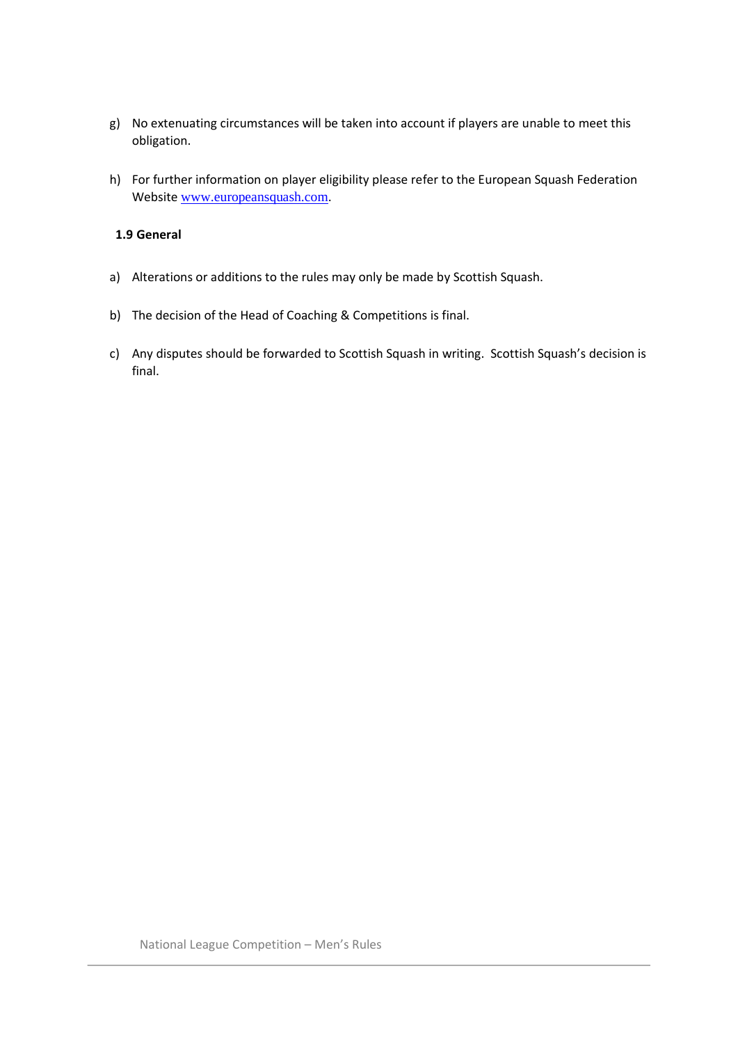g) No extenuating circumstances will be taken into account if players are unable to meet this obligation.

h) For further information on player eligibility please refer to the European Squash Federation Website www.europeansquash.com.

### 1.9 General

a) Alterations or additions to the rules may only be made by Scottish Squash.

b) The decision of the Head of Coaching & Competitions is final.

c) Any disputes should be forwarded to Scottish Squash in writing. Scottish Squash's decision is final.